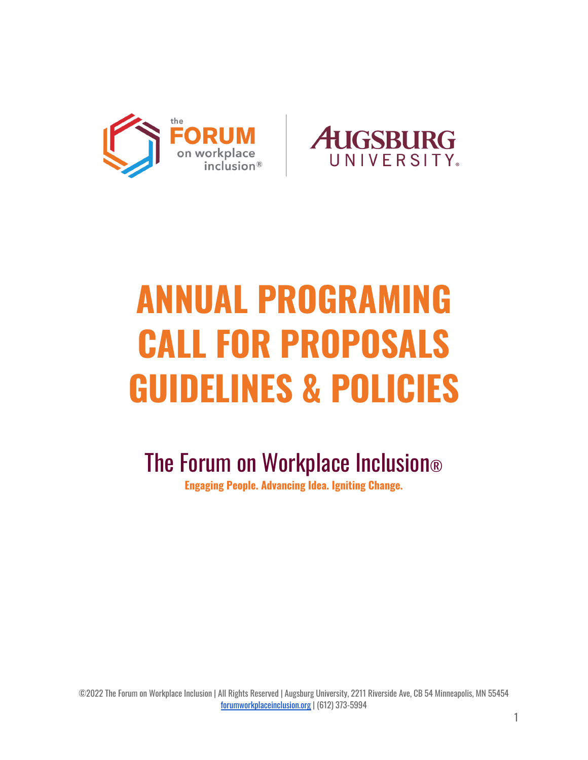# ANNUAL PROGRAMING CALL FOR PROPOSALS GUIDELINES & POLICIES

## The Forum on Workplace Inclusion®

**Engaging People. Advancing Idea. Igniting Change.**

©2022 The Forum on Workplace Inclusion | All Rights Reserved | Augsburg University, 2211 Riverside Ave, CB 54 Minneapolis, MN 55454
forumworkplaceinclusion.org | (612) 373-5994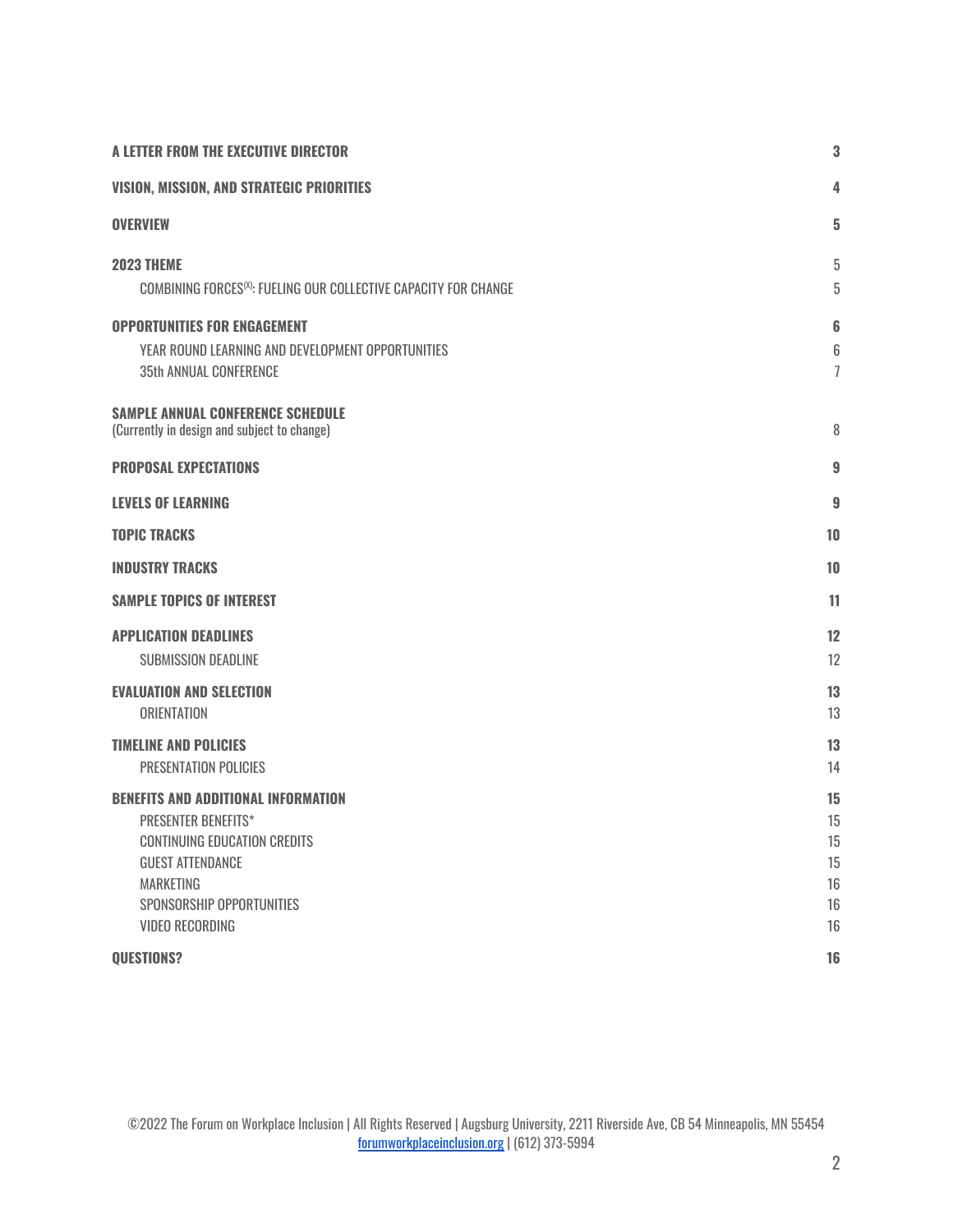| | |
|---|---|
| **A LETTER FROM THE EXECUTIVE DIRECTOR** | **3** |
| **VISION, MISSION, AND STRATEGIC PRIORITIES** | **4** |
| **OVERVIEW** | **5** |
| **2023 THEME** | 5 |
| COMBINING FORCES[(X)]: FUELING OUR COLLECTIVE CAPACITY FOR CHANGE | 5 |
| **OPPORTUNITIES FOR ENGAGEMENT** | **6** |
| YEAR ROUND LEARNING AND DEVELOPMENT OPPORTUNITIES | 6 |
| 35th ANNUAL CONFERENCE | 7 |
| **SAMPLE ANNUAL CONFERENCE SCHEDULE** (Currently in design and subject to change) | 8 |
| **PROPOSAL EXPECTATIONS** | **9** |
| **LEVELS OF LEARNING** | **9** |
| **TOPIC TRACKS** | **10** |
| **INDUSTRY TRACKS** | **10** |
| **SAMPLE TOPICS OF INTEREST** | **11** |
| **APPLICATION DEADLINES** | **12** |
| SUBMISSION DEADLINE | 12 |
| **EVALUATION AND SELECTION** | **13** |
| ORIENTATION | 13 |
| **TIMELINE AND POLICIES** | **13** |
| PRESENTATION POLICIES | 14 |
| **BENEFITS AND ADDITIONAL INFORMATION** | **15** |
| PRESENTER BENEFITS* | 15 |
| CONTINUING EDUCATION CREDITS | 15 |
| GUEST ATTENDANCE | 15 |
| MARKETING | 16 |
| SPONSORSHIP OPPORTUNITIES | 16 |
| VIDEO RECORDING | 16 |
| **QUESTIONS?** | **16** |

©2022 The Forum on Workplace Inclusion | All Rights Reserved | Augsburg University, 2211 Riverside Ave, CB 54 Minneapolis, MN 55454
forumworkplaceinclusion.org | (612) 373-5994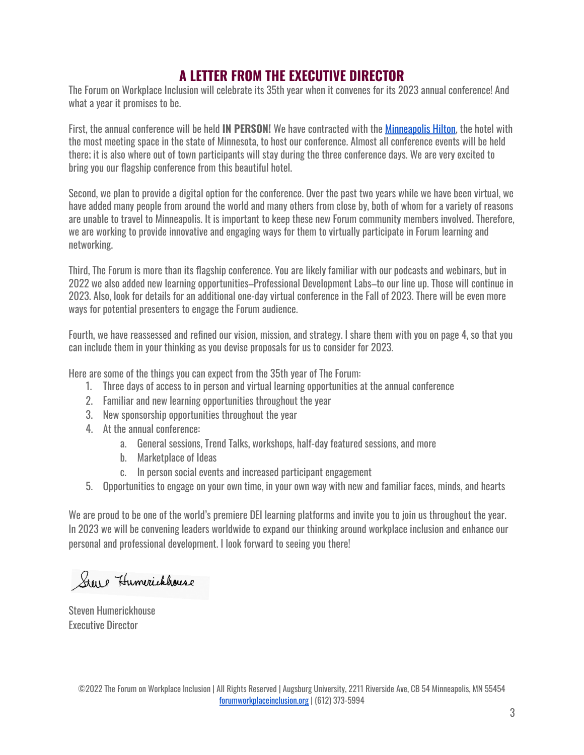# A LETTER FROM THE EXECUTIVE DIRECTOR

The Forum on Workplace Inclusion will celebrate its 35th year when it convenes for its 2023 annual conference! And what a year it promises to be.

First, the annual conference will be held **IN PERSON!** We have contracted with the [Minneapolis Hilton](), the hotel with the most meeting space in the state of Minnesota, to host our conference. Almost all conference events will be held there; it is also where out of town participants will stay during the three conference days. We are very excited to bring you our flagship conference from this beautiful hotel.

Second, we plan to provide a digital option for the conference. Over the past two years while we have been virtual, we have added many people from around the world and many others from close by, both of whom for a variety of reasons are unable to travel to Minneapolis. It is important to keep these new Forum community members involved. Therefore, we are working to provide innovative and engaging ways for them to virtually participate in Forum learning and networking.

Third, The Forum is more than its flagship conference. You are likely familiar with our podcasts and webinars, but in 2022 we also added new learning opportunities–Professional Development Labs–to our line up. Those will continue in 2023. Also, look for details for an additional one-day virtual conference in the Fall of 2023. There will be even more ways for potential presenters to engage the Forum audience.

Fourth, we have reassessed and refined our vision, mission, and strategy. I share them with you on page 4, so that you can include them in your thinking as you devise proposals for us to consider for 2023.

Here are some of the things you can expect from the 35th year of The Forum:

1. Three days of access to in person and virtual learning opportunities at the annual conference
2. Familiar and new learning opportunities throughout the year
3. New sponsorship opportunities throughout the year
4. At the annual conference:
    a. General sessions, Trend Talks, workshops, half-day featured sessions, and more
    b. Marketplace of Ideas
    c. In person social events and increased participant engagement
5. Opportunities to engage on your own time, in your own way with new and familiar faces, minds, and hearts

We are proud to be one of the world's premiere DEI learning platforms and invite you to join us throughout the year. In 2023 we will be convening leaders worldwide to expand our thinking around workplace inclusion and enhance our personal and professional development. I look forward to seeing you there!

Steve Humerickhouse

Steven Humerickhouse
Executive Director

©2022 The Forum on Workplace Inclusion | All Rights Reserved | Augsburg University, 2211 Riverside Ave, CB 54 Minneapolis, MN 55454
[forumworkplaceinclusion.org]() | (612) 373-5994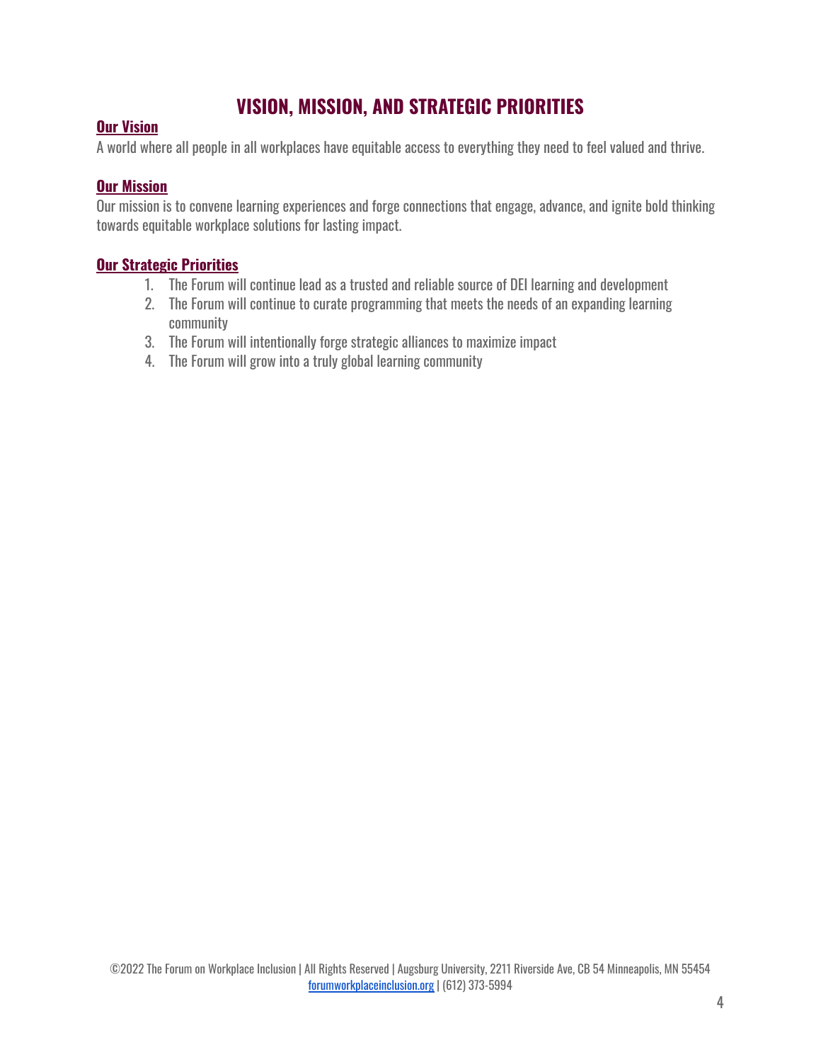# VISION, MISSION, AND STRATEGIC PRIORITIES

## Our Vision

A world where all people in all workplaces have equitable access to everything they need to feel valued and thrive.

## Our Mission

Our mission is to convene learning experiences and forge connections that engage, advance, and ignite bold thinking towards equitable workplace solutions for lasting impact.

## Our Strategic Priorities

1. The Forum will continue lead as a trusted and reliable source of DEI learning and development
2. The Forum will continue to curate programming that meets the needs of an expanding learning community
3. The Forum will intentionally forge strategic alliances to maximize impact
4. The Forum will grow into a truly global learning community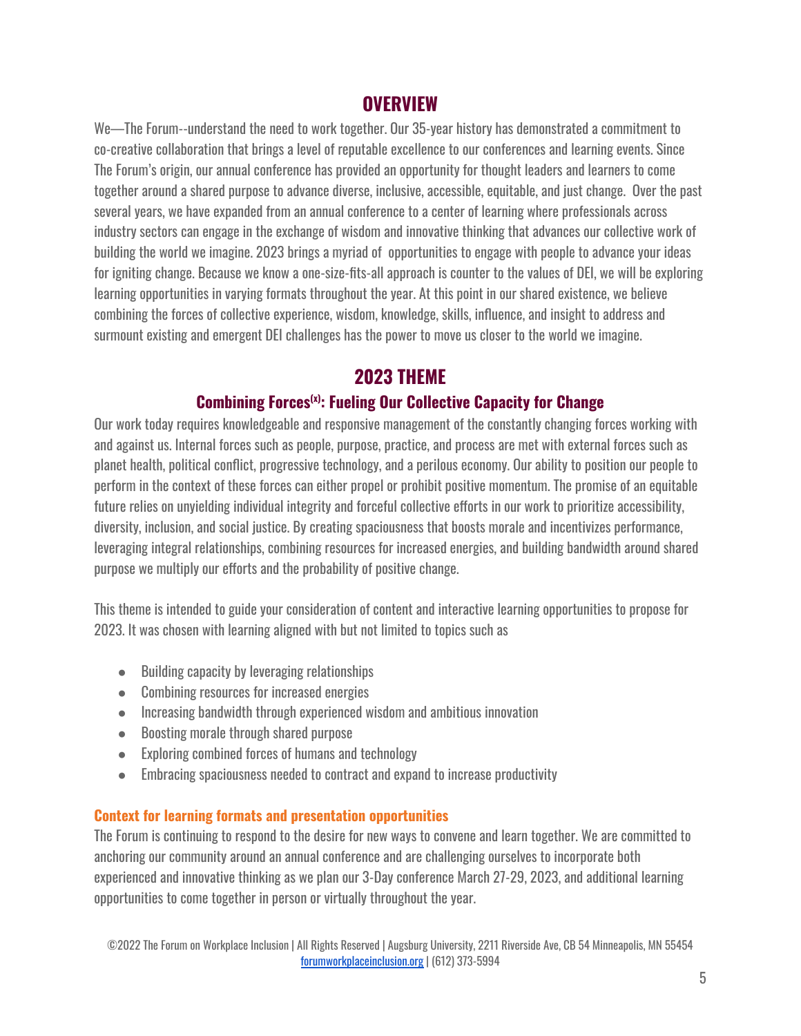## OVERVIEW

We—The Forum--understand the need to work together. Our 35-year history has demonstrated a commitment to co-creative collaboration that brings a level of reputable excellence to our conferences and learning events. Since The Forum's origin, our annual conference has provided an opportunity for thought leaders and learners to come together around a shared purpose to advance diverse, inclusive, accessible, equitable, and just change.  Over the past several years, we have expanded from an annual conference to a center of learning where professionals across industry sectors can engage in the exchange of wisdom and innovative thinking that advances our collective work of building the world we imagine. 2023 brings a myriad of  opportunities to engage with people to advance your ideas for igniting change. Because we know a one-size-fits-all approach is counter to the values of DEI, we will be exploring learning opportunities in varying formats throughout the year. At this point in our shared existence, we believe combining the forces of collective experience, wisdom, knowledge, skills, influence, and insight to address and surmount existing and emergent DEI challenges has the power to move us closer to the world we imagine.

## 2023 THEME

### Combining Forces[(x)]: Fueling Our Collective Capacity for Change

Our work today requires knowledgeable and responsive management of the constantly changing forces working with and against us. Internal forces such as people, purpose, practice, and process are met with external forces such as planet health, political conflict, progressive technology, and a perilous economy. Our ability to position our people to perform in the context of these forces can either propel or prohibit positive momentum. The promise of an equitable future relies on unyielding individual integrity and forceful collective efforts in our work to prioritize accessibility, diversity, inclusion, and social justice. By creating spaciousness that boosts morale and incentivizes performance, leveraging integral relationships, combining resources for increased energies, and building bandwidth around shared purpose we multiply our efforts and the probability of positive change.

This theme is intended to guide your consideration of content and interactive learning opportunities to propose for 2023. It was chosen with learning aligned with but not limited to topics such as

- Building capacity by leveraging relationships
- Combining resources for increased energies
- Increasing bandwidth through experienced wisdom and ambitious innovation
- Boosting morale through shared purpose
- Exploring combined forces of humans and technology
- Embracing spaciousness needed to contract and expand to increase productivity

#### Context for learning formats and presentation opportunities

The Forum is continuing to respond to the desire for new ways to convene and learn together. We are committed to anchoring our community around an annual conference and are challenging ourselves to incorporate both experienced and innovative thinking as we plan our 3-Day conference March 27-29, 2023, and additional learning opportunities to come together in person or virtually throughout the year.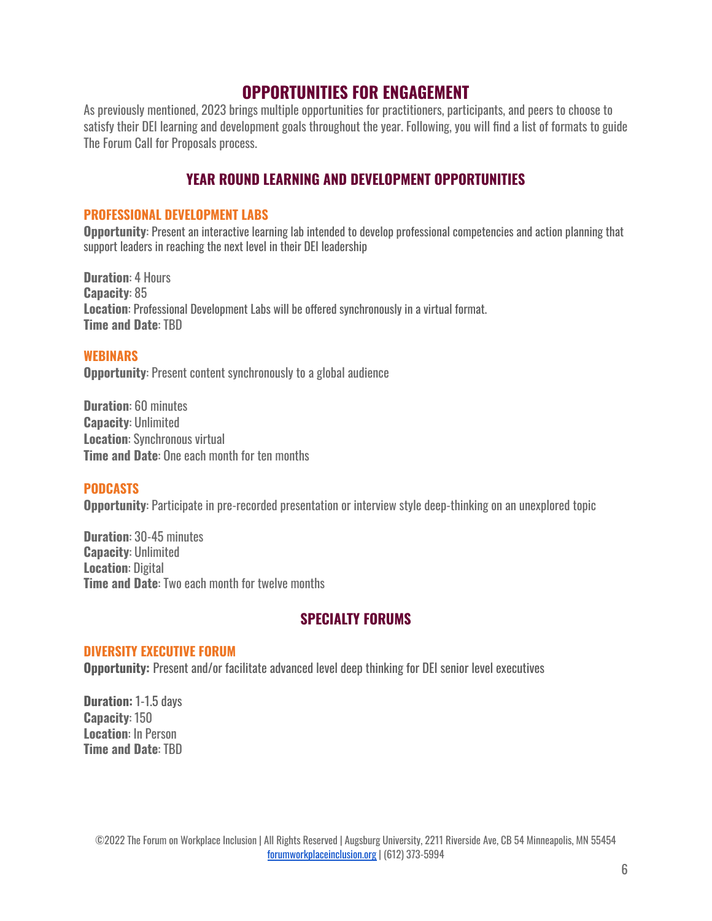# OPPORTUNITIES FOR ENGAGEMENT

As previously mentioned, 2023 brings multiple opportunities for practitioners, participants, and peers to choose to satisfy their DEI learning and development goals throughout the year. Following, you will find a list of formats to guide The Forum Call for Proposals process.

## YEAR ROUND LEARNING AND DEVELOPMENT OPPORTUNITIES

### PROFESSIONAL DEVELOPMENT LABS

**Opportunity**: Present an interactive learning lab intended to develop professional competencies and action planning that support leaders in reaching the next level in their DEI leadership

**Duration**: 4 Hours
**Capacity**: 85
**Location**: Professional Development Labs will be offered synchronously in a virtual format.
**Time and Date**: TBD

### WEBINARS

**Opportunity**: Present content synchronously to a global audience

**Duration**: 60 minutes
**Capacity**: Unlimited
**Location**: Synchronous virtual
**Time and Date**: One each month for ten months

### PODCASTS

**Opportunity**: Participate in pre-recorded presentation or interview style deep-thinking on an unexplored topic

**Duration**: 30-45 minutes
**Capacity**: Unlimited
**Location**: Digital
**Time and Date**: Two each month for twelve months

## SPECIALTY FORUMS

### DIVERSITY EXECUTIVE FORUM

**Opportunity:** Present and/or facilitate advanced level deep thinking for DEI senior level executives

**Duration:** 1-1.5 days
**Capacity**: 150
**Location**: In Person
**Time and Date**: TBD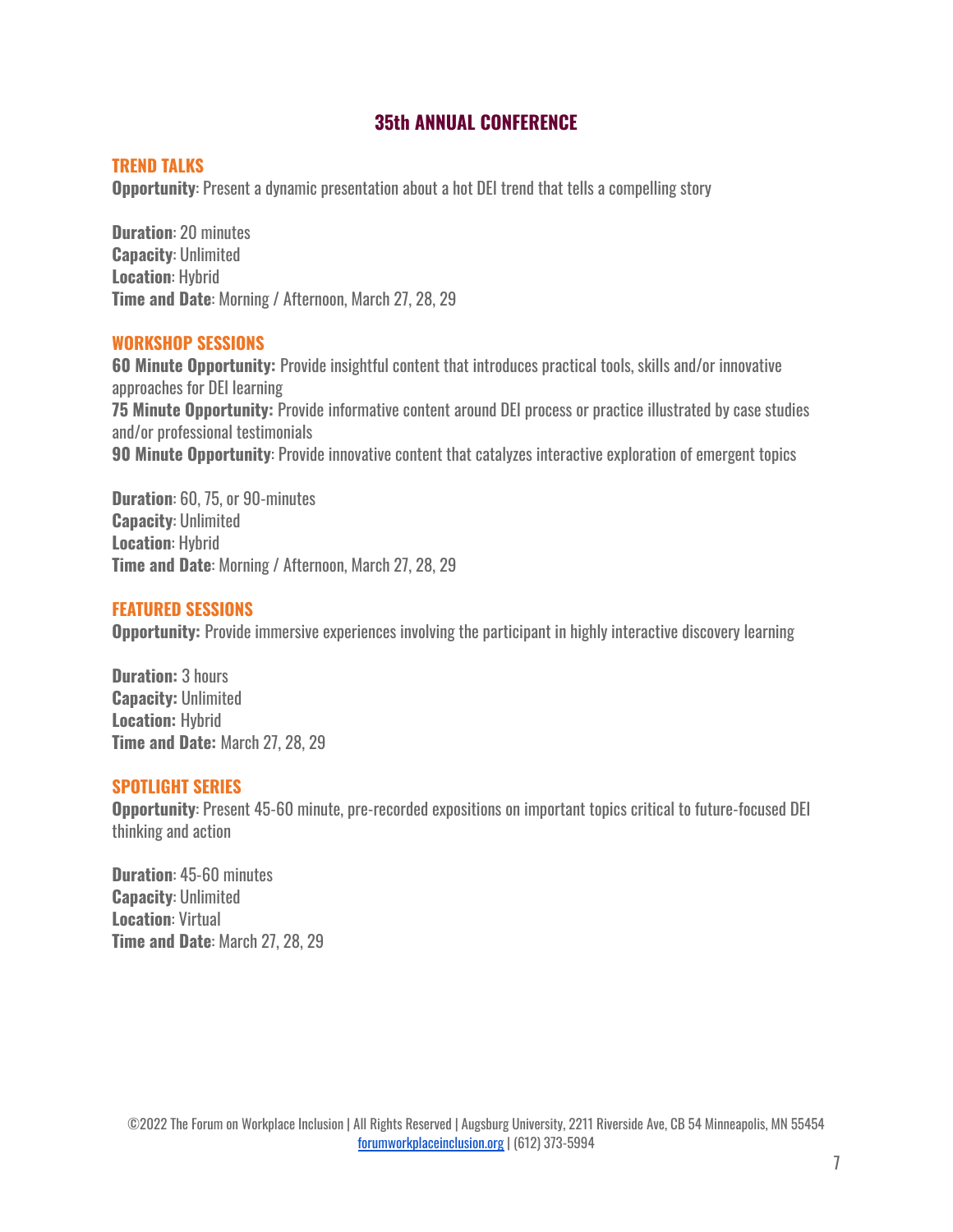# 35th ANNUAL CONFERENCE

## TREND TALKS

**Opportunity**: Present a dynamic presentation about a hot DEI trend that tells a compelling story

**Duration**: 20 minutes
**Capacity**: Unlimited
**Location**: Hybrid
**Time and Date**: Morning / Afternoon, March 27, 28, 29

## WORKSHOP SESSIONS

**60 Minute Opportunity:** Provide insightful content that introduces practical tools, skills and/or innovative approaches for DEI learning
**75 Minute Opportunity:** Provide informative content around DEI process or practice illustrated by case studies and/or professional testimonials
**90 Minute Opportunity**: Provide innovative content that catalyzes interactive exploration of emergent topics

**Duration**: 60, 75, or 90-minutes
**Capacity**: Unlimited
**Location**: Hybrid
**Time and Date**: Morning / Afternoon, March 27, 28, 29

## FEATURED SESSIONS

**Opportunity:** Provide immersive experiences involving the participant in highly interactive discovery learning

**Duration:** 3 hours
**Capacity:** Unlimited
**Location:** Hybrid
**Time and Date:** March 27, 28, 29

## SPOTLIGHT SERIES

**Opportunity**: Present 45-60 minute, pre-recorded expositions on important topics critical to future-focused DEI thinking and action

**Duration**: 45-60 minutes
**Capacity**: Unlimited
**Location**: Virtual
**Time and Date**: March 27, 28, 29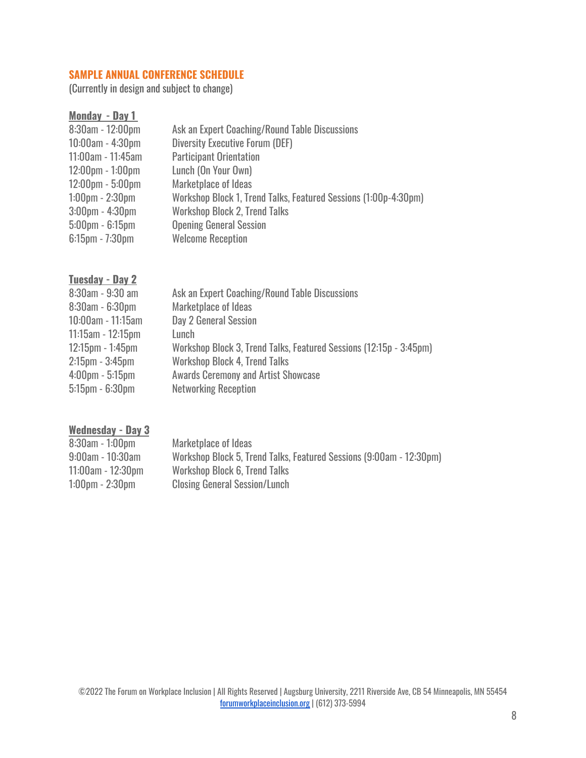## SAMPLE ANNUAL CONFERENCE SCHEDULE

(Currently in design and subject to change)

### Monday - Day 1

| | |
|---|---|
| 8:30am - 12:00pm | Ask an Expert Coaching/Round Table Discussions |
| 10:00am - 4:30pm | Diversity Executive Forum (DEF) |
| 11:00am - 11:45am | Participant Orientation |
| 12:00pm - 1:00pm | Lunch (On Your Own) |
| 12:00pm - 5:00pm | Marketplace of Ideas |
| 1:00pm - 2:30pm | Workshop Block 1, Trend Talks, Featured Sessions (1:00p-4:30pm) |
| 3:00pm - 4:30pm | Workshop Block 2, Trend Talks |
| 5:00pm - 6:15pm | Opening General Session |
| 6:15pm - 7:30pm | Welcome Reception |

### Tuesday - Day 2

| | |
|---|---|
| 8:30am - 9:30 am | Ask an Expert Coaching/Round Table Discussions |
| 8:30am - 6:30pm | Marketplace of Ideas |
| 10:00am - 11:15am | Day 2 General Session |
| 11:15am - 12:15pm | Lunch |
| 12:15pm - 1:45pm | Workshop Block 3, Trend Talks, Featured Sessions (12:15p - 3:45pm) |
| 2:15pm - 3:45pm | Workshop Block 4, Trend Talks |
| 4:00pm - 5:15pm | Awards Ceremony and Artist Showcase |
| 5:15pm - 6:30pm | Networking Reception |

### Wednesday - Day 3

| | |
|---|---|
| 8:30am - 1:00pm | Marketplace of Ideas |
| 9:00am - 10:30am | Workshop Block 5, Trend Talks, Featured Sessions (9:00am - 12:30pm) |
| 11:00am - 12:30pm | Workshop Block 6, Trend Talks |
| 1:00pm - 2:30pm | Closing General Session/Lunch |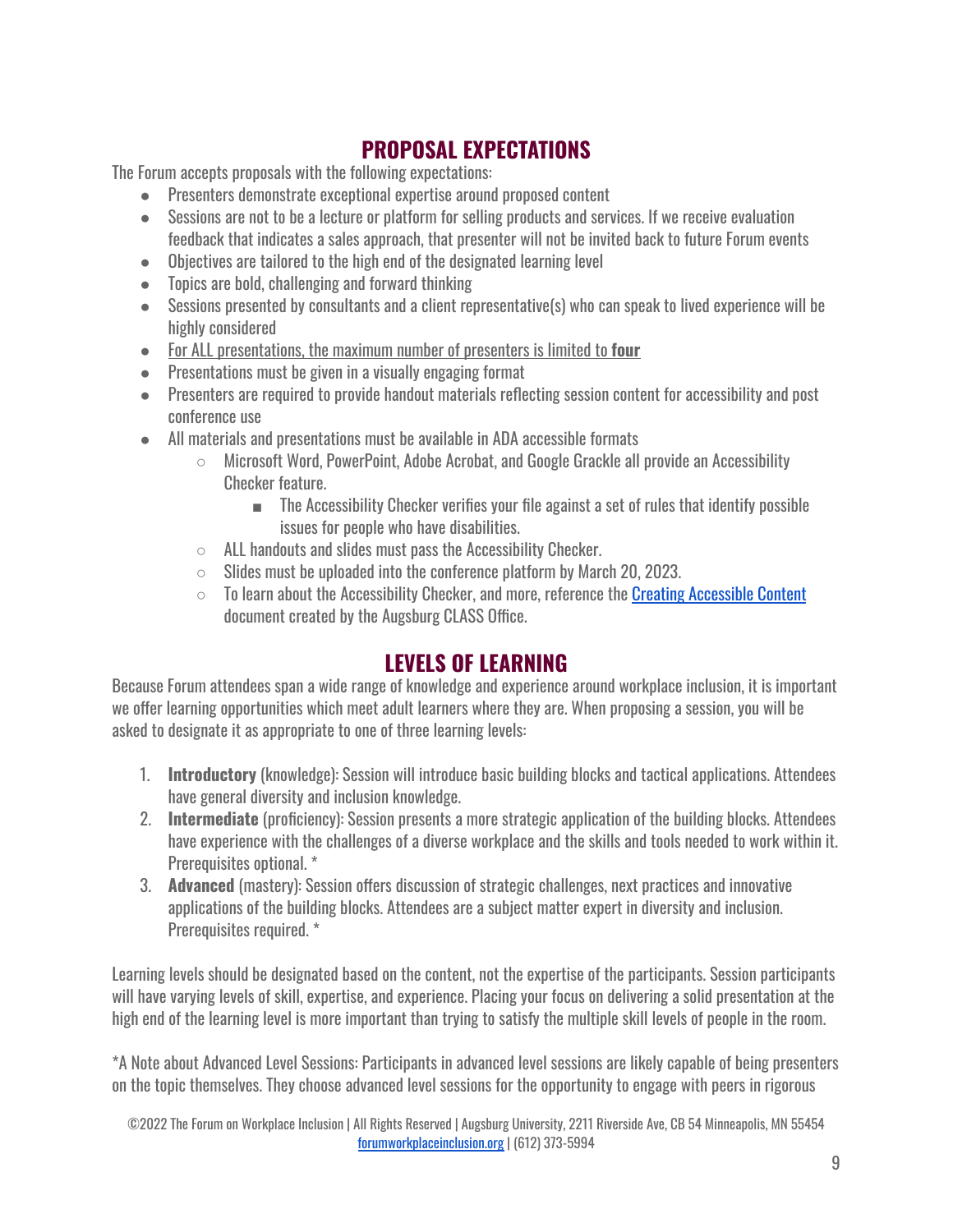## PROPOSAL EXPECTATIONS

The Forum accepts proposals with the following expectations:

- Presenters demonstrate exceptional expertise around proposed content
- Sessions are not to be a lecture or platform for selling products and services. If we receive evaluation feedback that indicates a sales approach, that presenter will not be invited back to future Forum events
- Objectives are tailored to the high end of the designated learning level
- Topics are bold, challenging and forward thinking
- Sessions presented by consultants and a client representative(s) who can speak to lived experience will be highly considered
- For ALL presentations, the maximum number of presenters is limited to **four**
- Presentations must be given in a visually engaging format
- Presenters are required to provide handout materials reflecting session content for accessibility and post conference use
- All materials and presentations must be available in ADA accessible formats
    - Microsoft Word, PowerPoint, Adobe Acrobat, and Google Grackle all provide an Accessibility Checker feature.
        - The Accessibility Checker verifies your file against a set of rules that identify possible issues for people who have disabilities.
    - ALL handouts and slides must pass the Accessibility Checker.
    - Slides must be uploaded into the conference platform by March 20, 2023.
    - To learn about the Accessibility Checker, and more, reference the Creating Accessible Content document created by the Augsburg CLASS Office.

## LEVELS OF LEARNING

Because Forum attendees span a wide range of knowledge and experience around workplace inclusion, it is important we offer learning opportunities which meet adult learners where they are. When proposing a session, you will be asked to designate it as appropriate to one of three learning levels:

1. **Introductory** (knowledge): Session will introduce basic building blocks and tactical applications. Attendees have general diversity and inclusion knowledge.
2. **Intermediate** (proficiency): Session presents a more strategic application of the building blocks. Attendees have experience with the challenges of a diverse workplace and the skills and tools needed to work within it. Prerequisites optional. *
3. **Advanced** (mastery): Session offers discussion of strategic challenges, next practices and innovative applications of the building blocks. Attendees are a subject matter expert in diversity and inclusion. Prerequisites required. *

Learning levels should be designated based on the content, not the expertise of the participants. Session participants will have varying levels of skill, expertise, and experience. Placing your focus on delivering a solid presentation at the high end of the learning level is more important than trying to satisfy the multiple skill levels of people in the room.

*A Note about Advanced Level Sessions: Participants in advanced level sessions are likely capable of being presenters on the topic themselves. They choose advanced level sessions for the opportunity to engage with peers in rigorous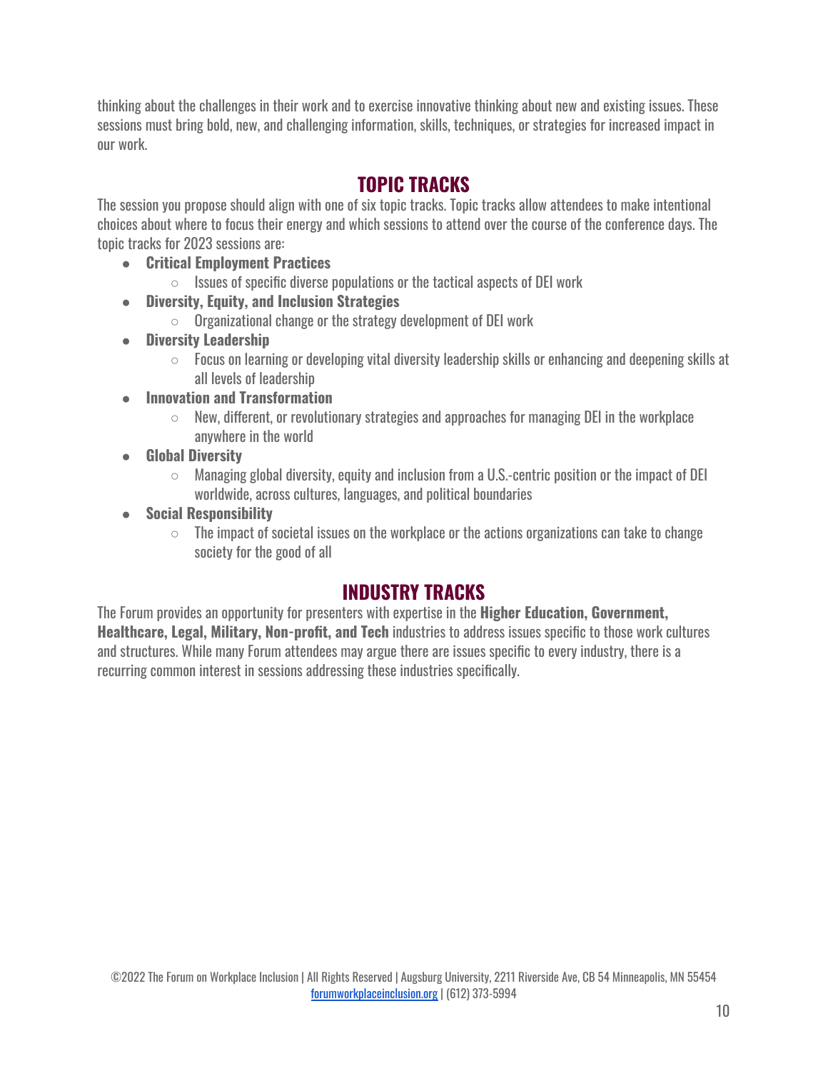thinking about the challenges in their work and to exercise innovative thinking about new and existing issues. These sessions must bring bold, new, and challenging information, skills, techniques, or strategies for increased impact in our work.

## TOPIC TRACKS

The session you propose should align with one of six topic tracks. Topic tracks allow attendees to make intentional choices about where to focus their energy and which sessions to attend over the course of the conference days. The topic tracks for 2023 sessions are:

- **Critical Employment Practices**
  - Issues of specific diverse populations or the tactical aspects of DEI work
- **Diversity, Equity, and Inclusion Strategies**
  - Organizational change or the strategy development of DEI work
- **Diversity Leadership**
  - Focus on learning or developing vital diversity leadership skills or enhancing and deepening skills at all levels of leadership
- **Innovation and Transformation**
  - New, different, or revolutionary strategies and approaches for managing DEI in the workplace anywhere in the world
- **Global Diversity**
  - Managing global diversity, equity and inclusion from a U.S.-centric position or the impact of DEI worldwide, across cultures, languages, and political boundaries
- **Social Responsibility**
  - The impact of societal issues on the workplace or the actions organizations can take to change society for the good of all

## INDUSTRY TRACKS

The Forum provides an opportunity for presenters with expertise in the **Higher Education, Government, Healthcare, Legal, Military, Non-profit, and Tech** industries to address issues specific to those work cultures and structures. While many Forum attendees may argue there are issues specific to every industry, there is a recurring common interest in sessions addressing these industries specifically.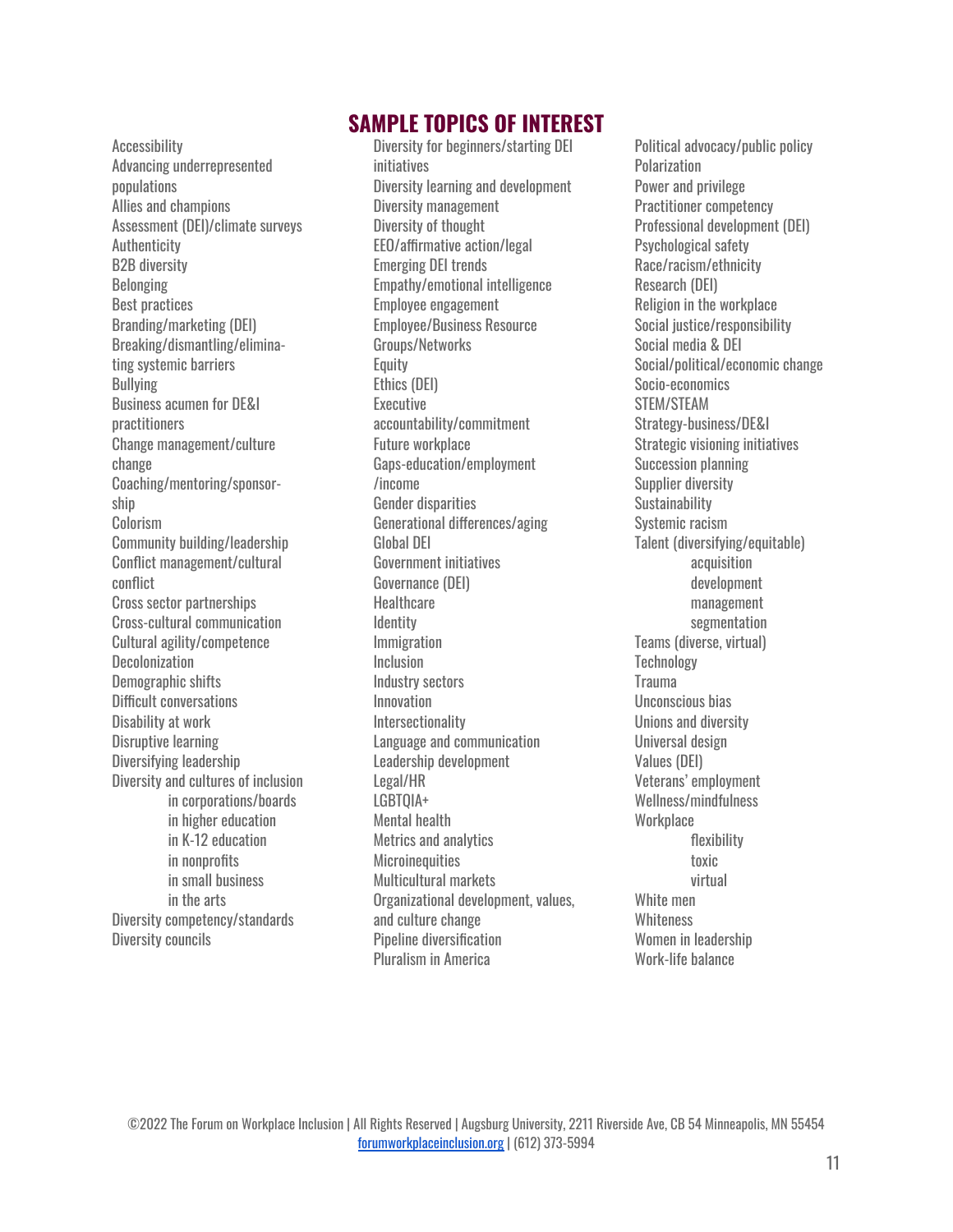## SAMPLE TOPICS OF INTEREST

- Accessibility
- Advancing underrepresented populations
- Allies and champions
- Assessment (DEI)/climate surveys
- Authenticity
- B2B diversity
- Belonging
- Best practices
- Branding/marketing (DEI)
- Breaking/dismantling/eliminating systemic barriers
- Bullying
- Business acumen for DE&I practitioners
- Change management/culture change
- Coaching/mentoring/sponsorship
- Colorism
- Community building/leadership
- Conflict management/cultural conflict
- Cross sector partnerships
- Cross-cultural communication
- Cultural agility/competence
- Decolonization
- Demographic shifts
- Difficult conversations
- Disability at work
- Disruptive learning
- Diversifying leadership
- Diversity and cultures of inclusion
  - in corporations/boards
  - in higher education
  - in K-12 education
  - in nonprofits
  - in small business
  - in the arts
- Diversity competency/standards
- Diversity councils
- Diversity for beginners/starting DEI initiatives
- Diversity learning and development
- Diversity management
- Diversity of thought
- EEO/affirmative action/legal
- Emerging DEI trends
- Empathy/emotional intelligence
- Employee engagement
- Employee/Business Resource Groups/Networks
- Equity
- Ethics (DEI)
- Executive accountability/commitment
- Future workplace
- Gaps-education/employment/income
- Gender disparities
- Generational differences/aging
- Global DEI
- Government initiatives
- Governance (DEI)
- Healthcare
- Identity
- Immigration
- Inclusion
- Industry sectors
- Innovation
- Intersectionality
- Language and communication
- Leadership development
- Legal/HR
- LGBTQIA+
- Mental health
- Metrics and analytics
- Microinequities
- Multicultural markets
- Organizational development, values, and culture change
- Pipeline diversification
- Pluralism in America
- Political advocacy/public policy
- Polarization
- Power and privilege
- Practitioner competency
- Professional development (DEI)
- Psychological safety
- Race/racism/ethnicity
- Research (DEI)
- Religion in the workplace
- Social justice/responsibility
- Social media & DEI
- Social/political/economic change
- Socio-economics
- STEM/STEAM
- Strategy-business/DE&I
- Strategic visioning initiatives
- Succession planning
- Supplier diversity
- Sustainability
- Systemic racism
- Talent (diversifying/equitable)
  - acquisition
  - development
  - management
  - segmentation
- Teams (diverse, virtual)
- Technology
- Trauma
- Unconscious bias
- Unions and diversity
- Universal design
- Values (DEI)
- Veterans' employment
- Wellness/mindfulness
- Workplace
  - flexibility
  - toxic
  - virtual
- White men
- Whiteness
- Women in leadership
- Work-life balance

©2022 The Forum on Workplace Inclusion | All Rights Reserved | Augsburg University, 2211 Riverside Ave, CB 54 Minneapolis, MN 55454
forumworkplaceinclusion.org | (612) 373-5994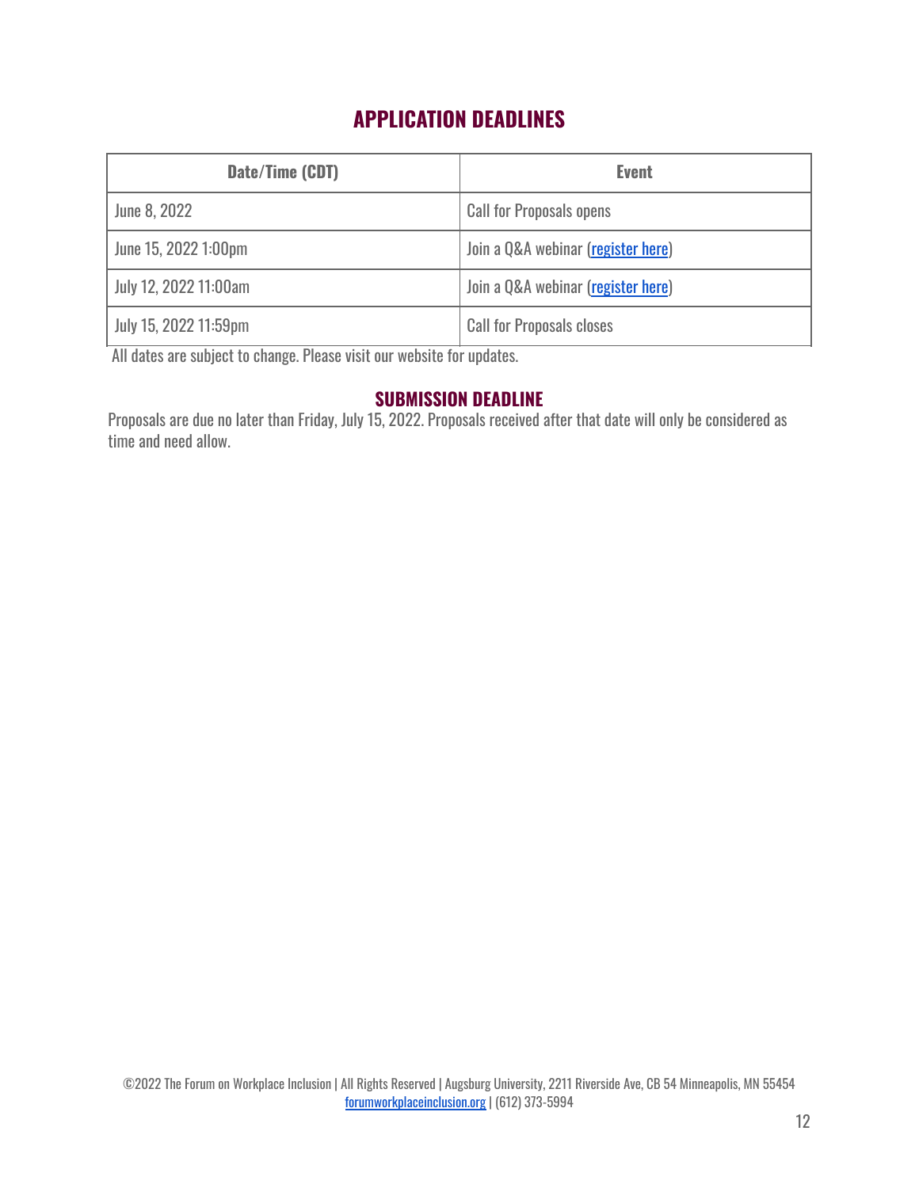## APPLICATION DEADLINES

| Date/Time (CDT) | Event |
| --- | --- |
| June 8, 2022 | Call for Proposals opens |
| June 15, 2022 1:00pm | Join a Q&A webinar (register here) |
| July 12, 2022 11:00am | Join a Q&A webinar (register here) |
| July 15, 2022 11:59pm | Call for Proposals closes |

All dates are subject to change. Please visit our website for updates.

## SUBMISSION DEADLINE

Proposals are due no later than Friday, July 15, 2022. Proposals received after that date will only be considered as time and need allow.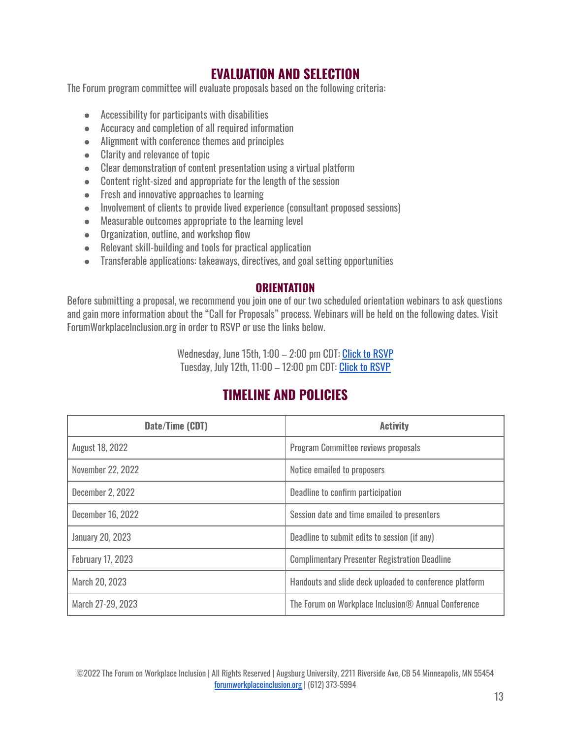## EVALUATION AND SELECTION

The Forum program committee will evaluate proposals based on the following criteria:

- Accessibility for participants with disabilities
- Accuracy and completion of all required information
- Alignment with conference themes and principles
- Clarity and relevance of topic
- Clear demonstration of content presentation using a virtual platform
- Content right-sized and appropriate for the length of the session
- Fresh and innovative approaches to learning
- Involvement of clients to provide lived experience (consultant proposed sessions)
- Measurable outcomes appropriate to the learning level
- Organization, outline, and workshop flow
- Relevant skill-building and tools for practical application
- Transferable applications: takeaways, directives, and goal setting opportunities

### ORIENTATION

Before submitting a proposal, we recommend you join one of our two scheduled orientation webinars to ask questions and gain more information about the "Call for Proposals" process. Webinars will be held on the following dates. Visit ForumWorkplaceInclusion.org in order to RSVP or use the links below.

Wednesday, June 15th, 1:00 – 2:00 pm CDT: Click to RSVP
Tuesday, July 12th, 11:00 – 12:00 pm CDT: Click to RSVP

## TIMELINE AND POLICIES

| Date/Time (CDT) | Activity |
|---|---|
| August 18, 2022 | Program Committee reviews proposals |
| November 22, 2022 | Notice emailed to proposers |
| December 2, 2022 | Deadline to confirm participation |
| December 16, 2022 | Session date and time emailed to presenters |
| January 20, 2023 | Deadline to submit edits to session (if any) |
| February 17, 2023 | Complimentary Presenter Registration Deadline |
| March 20, 2023 | Handouts and slide deck uploaded to conference platform |
| March 27-29, 2023 | The Forum on Workplace Inclusion® Annual Conference |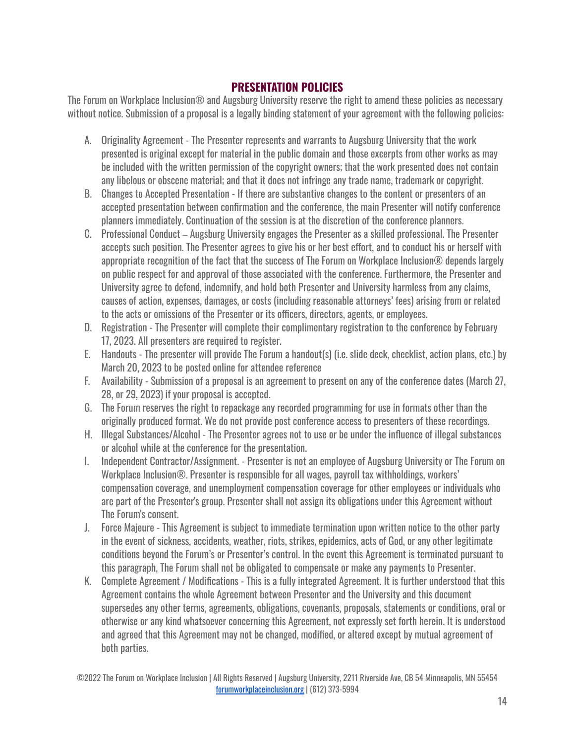## PRESENTATION POLICIES

The Forum on Workplace Inclusion® and Augsburg University reserve the right to amend these policies as necessary without notice. Submission of a proposal is a legally binding statement of your agreement with the following policies:

A. Originality Agreement - The Presenter represents and warrants to Augsburg University that the work presented is original except for material in the public domain and those excerpts from other works as may be included with the written permission of the copyright owners; that the work presented does not contain any libelous or obscene material; and that it does not infringe any trade name, trademark or copyright.
B. Changes to Accepted Presentation - If there are substantive changes to the content or presenters of an accepted presentation between confirmation and the conference, the main Presenter will notify conference planners immediately. Continuation of the session is at the discretion of the conference planners.
C. Professional Conduct – Augsburg University engages the Presenter as a skilled professional. The Presenter accepts such position. The Presenter agrees to give his or her best effort, and to conduct his or herself with appropriate recognition of the fact that the success of The Forum on Workplace Inclusion® depends largely on public respect for and approval of those associated with the conference. Furthermore, the Presenter and University agree to defend, indemnify, and hold both Presenter and University harmless from any claims, causes of action, expenses, damages, or costs (including reasonable attorneys' fees) arising from or related to the acts or omissions of the Presenter or its officers, directors, agents, or employees.
D. Registration - The Presenter will complete their complimentary registration to the conference by February 17, 2023. All presenters are required to register.
E. Handouts - The presenter will provide The Forum a handout(s) (i.e. slide deck, checklist, action plans, etc.) by March 20, 2023 to be posted online for attendee reference
F. Availability - Submission of a proposal is an agreement to present on any of the conference dates (March 27, 28, or 29, 2023) if your proposal is accepted.
G. The Forum reserves the right to repackage any recorded programming for use in formats other than the originally produced format. We do not provide post conference access to presenters of these recordings.
H. Illegal Substances/Alcohol - The Presenter agrees not to use or be under the influence of illegal substances or alcohol while at the conference for the presentation.
I. Independent Contractor/Assignment. - Presenter is not an employee of Augsburg University or The Forum on Workplace Inclusion®. Presenter is responsible for all wages, payroll tax withholdings, workers' compensation coverage, and unemployment compensation coverage for other employees or individuals who are part of the Presenter's group. Presenter shall not assign its obligations under this Agreement without The Forum's consent.
J. Force Majeure - This Agreement is subject to immediate termination upon written notice to the other party in the event of sickness, accidents, weather, riots, strikes, epidemics, acts of God, or any other legitimate conditions beyond the Forum's or Presenter's control. In the event this Agreement is terminated pursuant to this paragraph, The Forum shall not be obligated to compensate or make any payments to Presenter.
K. Complete Agreement / Modifications - This is a fully integrated Agreement. It is further understood that this Agreement contains the whole Agreement between Presenter and the University and this document supersedes any other terms, agreements, obligations, covenants, proposals, statements or conditions, oral or otherwise or any kind whatsoever concerning this Agreement, not expressly set forth herein. It is understood and agreed that this Agreement may not be changed, modified, or altered except by mutual agreement of both parties.

©2022 The Forum on Workplace Inclusion | All Rights Reserved | Augsburg University, 2211 Riverside Ave, CB 54 Minneapolis, MN 55454
forumworkplaceinclusion.org | (612) 373-5994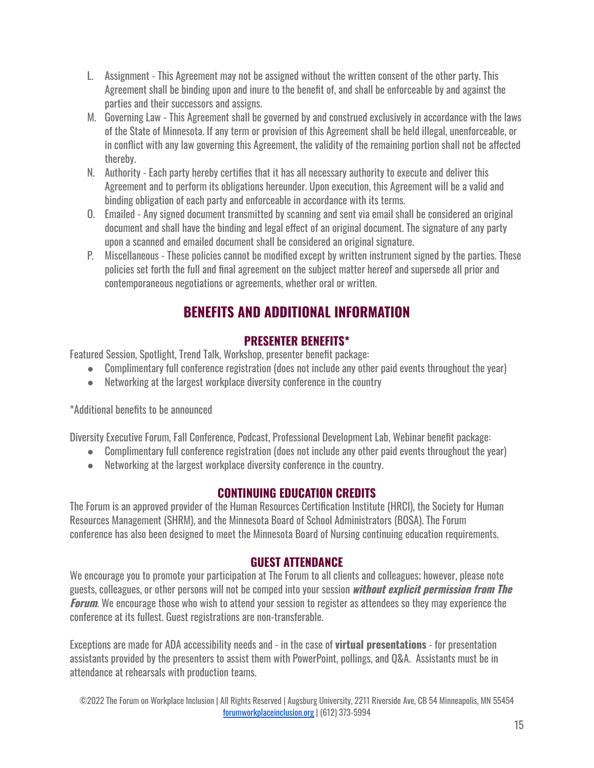L. Assignment - This Agreement may not be assigned without the written consent of the other party. This Agreement shall be binding upon and inure to the benefit of, and shall be enforceable by and against the parties and their successors and assigns.
M. Governing Law - This Agreement shall be governed by and construed exclusively in accordance with the laws of the State of Minnesota. If any term or provision of this Agreement shall be held illegal, unenforceable, or in conflict with any law governing this Agreement, the validity of the remaining portion shall not be affected thereby.
N. Authority - Each party hereby certifies that it has all necessary authority to execute and deliver this Agreement and to perform its obligations hereunder. Upon execution, this Agreement will be a valid and binding obligation of each party and enforceable in accordance with its terms.
O. Emailed - Any signed document transmitted by scanning and sent via email shall be considered an original document and shall have the binding and legal effect of an original document. The signature of any party upon a scanned and emailed document shall be considered an original signature.
P. Miscellaneous - These policies cannot be modified except by written instrument signed by the parties. These policies set forth the full and final agreement on the subject matter hereof and supersede all prior and contemporaneous negotiations or agreements, whether oral or written.

## BENEFITS AND ADDITIONAL INFORMATION

### PRESENTER BENEFITS*

Featured Session, Spotlight, Trend Talk, Workshop, presenter benefit package:

- Complimentary full conference registration (does not include any other paid events throughout the year)
- Networking at the largest workplace diversity conference in the country

*Additional benefits to be announced

Diversity Executive Forum, Fall Conference, Podcast, Professional Development Lab, Webinar benefit package:

- Complimentary full conference registration (does not include any other paid events throughout the year)
- Networking at the largest workplace diversity conference in the country.

### CONTINUING EDUCATION CREDITS

The Forum is an approved provider of the Human Resources Certification Institute (HRCI), the Society for Human Resources Management (SHRM), and the Minnesota Board of School Administrators (BOSA). The Forum conference has also been designed to meet the Minnesota Board of Nursing continuing education requirements.

### GUEST ATTENDANCE

We encourage you to promote your participation at The Forum to all clients and colleagues; however, please note guests, colleagues, or other persons will not be comped into your session ***without explicit permission from The Forum***. We encourage those who wish to attend your session to register as attendees so they may experience the conference at its fullest. Guest registrations are non-transferable.

Exceptions are made for ADA accessibility needs and - in the case of **virtual presentations** - for presentation assistants provided by the presenters to assist them with PowerPoint, pollings, and Q&A. Assistants must be in attendance at rehearsals with production teams.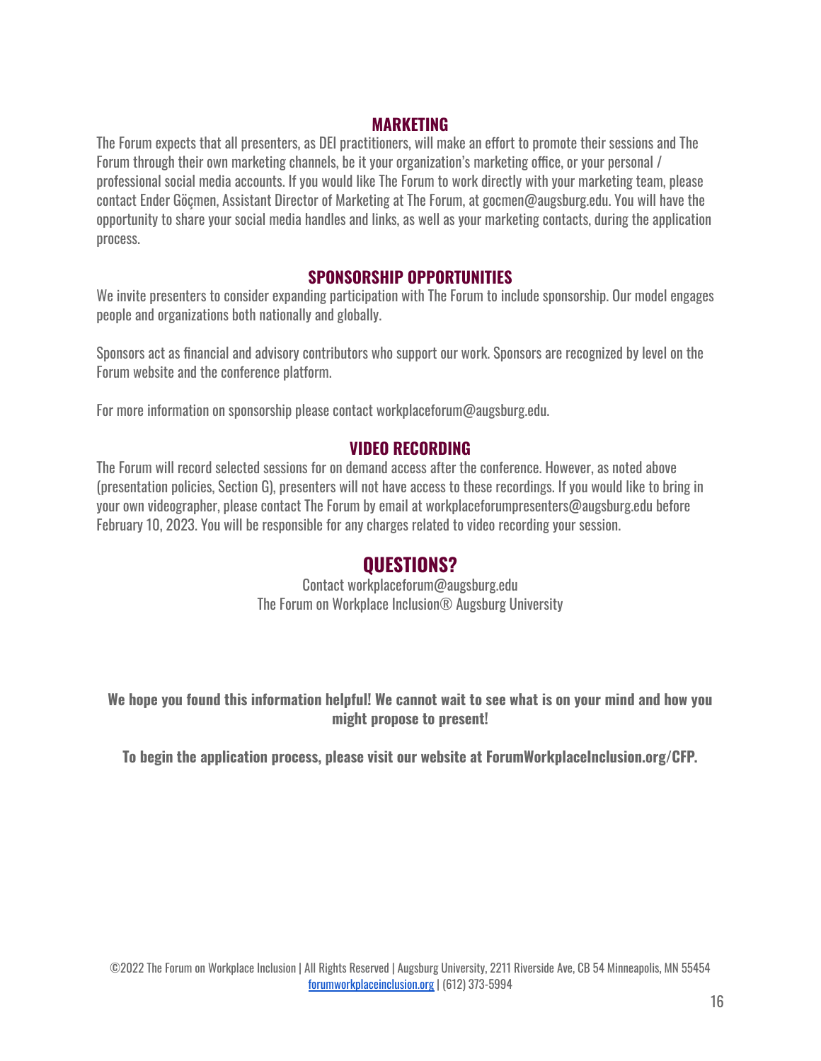## MARKETING

The Forum expects that all presenters, as DEI practitioners, will make an effort to promote their sessions and The Forum through their own marketing channels, be it your organization's marketing office, or your personal / professional social media accounts. If you would like The Forum to work directly with your marketing team, please contact Ender Göçmen, Assistant Director of Marketing at The Forum, at gocmen@augsburg.edu. You will have the opportunity to share your social media handles and links, as well as your marketing contacts, during the application process.

## SPONSORSHIP OPPORTUNITIES

We invite presenters to consider expanding participation with The Forum to include sponsorship. Our model engages people and organizations both nationally and globally.

Sponsors act as financial and advisory contributors who support our work. Sponsors are recognized by level on the Forum website and the conference platform.

For more information on sponsorship please contact workplaceforum@augsburg.edu.

## VIDEO RECORDING

The Forum will record selected sessions for on demand access after the conference. However, as noted above (presentation policies, Section G), presenters will not have access to these recordings. If you would like to bring in your own videographer, please contact The Forum by email at workplaceforumpresenters@augsburg.edu before February 10, 2023. You will be responsible for any charges related to video recording your session.

## QUESTIONS?

Contact workplaceforum@augsburg.edu
The Forum on Workplace Inclusion® Augsburg University

**We hope you found this information helpful! We cannot wait to see what is on your mind and how you might propose to present!**

**To begin the application process, please visit our website at ForumWorkplaceInclusion.org/CFP.**

©2022 The Forum on Workplace Inclusion | All Rights Reserved | Augsburg University, 2211 Riverside Ave, CB 54 Minneapolis, MN 55454
forumworkplaceinclusion.org | (612) 373-5994